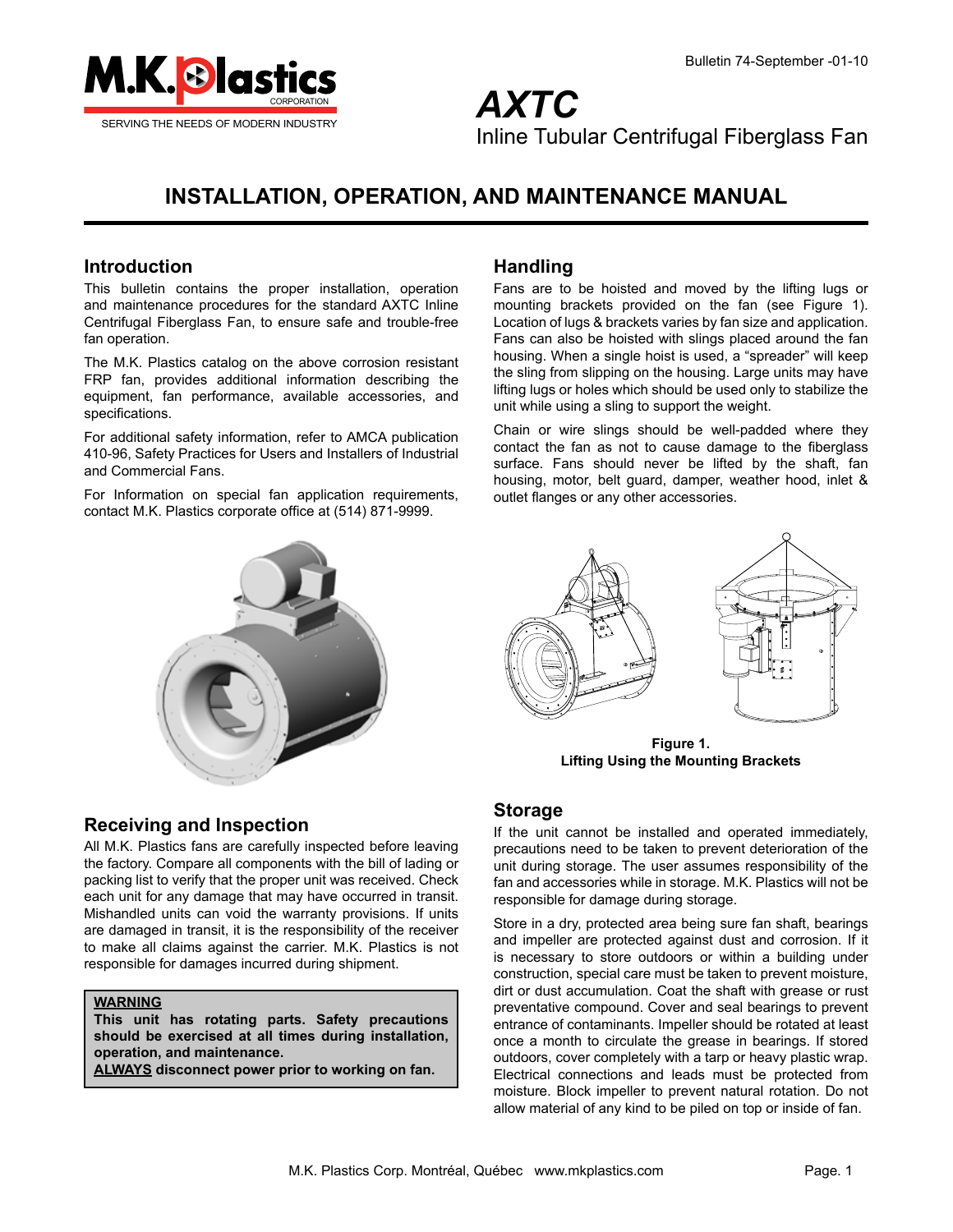M.K. Plastics CORPORATION

SERVING THE NEEDS OF MODERN INDUSTRY

Bulletin 74-September -01-10

# *AXTC*

Inline Tubular Centrifugal Fiberglass Fan

# INSTALLATION, OPERATION, AND MAINTENANCE MANUAL

## Introduction

This bulletin contains the proper installation, operation and maintenance procedures for the standard AXTC Inline Centrifugal Fiberglass Fan, to ensure safe and trouble-free fan operation.

The M.K. Plastics catalog on the above corrosion resistant FRP fan, provides additional information describing the equipment, fan performance, available accessories, and specifications.

For additional safety information, refer to AMCA publication 410-96, Safety Practices for Users and Installers of Industrial and Commercial Fans.

For Information on special fan application requirements, contact M.K. Plastics corporate office at (514) 871-9999.

## Receiving and Inspection

All M.K. Plastics fans are carefully inspected before leaving the factory. Compare all components with the bill of lading or packing list to verify that the proper unit was received. Check each unit for any damage that may have occurred in transit. Mishandled units can void the warranty provisions. If units are damaged in transit, it is the responsibility of the receiver to make all claims against the carrier. M.K. Plastics is not responsible for damages incurred during shipment.

> **WARNING**
> **This unit has rotating parts. Safety precautions should be exercised at all times during installation, operation, and maintenance.**
> **ALWAYS disconnect power prior to working on fan.**

## Handling

Fans are to be hoisted and moved by the lifting lugs or mounting brackets provided on the fan (see Figure 1). Location of lugs & brackets varies by fan size and application. Fans can also be hoisted with slings placed around the fan housing. When a single hoist is used, a "spreader" will keep the sling from slipping on the housing. Large units may have lifting lugs or holes which should be used only to stabilize the unit while using a sling to support the weight.

Chain or wire slings should be well-padded where they contact the fan as not to cause damage to the fiberglass surface. Fans should never be lifted by the shaft, fan housing, motor, belt guard, damper, weather hood, inlet & outlet flanges or any other accessories.

**Figure 1.**
**Lifting Using the Mounting Brackets**

## Storage

If the unit cannot be installed and operated immediately, precautions need to be taken to prevent deterioration of the unit during storage. The user assumes responsibility of the fan and accessories while in storage. M.K. Plastics will not be responsible for damage during storage.

Store in a dry, protected area being sure fan shaft, bearings and impeller are protected against dust and corrosion. If it is necessary to store outdoors or within a building under construction, special care must be taken to prevent moisture, dirt or dust accumulation. Coat the shaft with grease or rust preventative compound. Cover and seal bearings to prevent entrance of contaminants. Impeller should be rotated at least once a month to circulate the grease in bearings. If stored outdoors, cover completely with a tarp or heavy plastic wrap. Electrical connections and leads must be protected from moisture. Block impeller to prevent natural rotation. Do not allow material of any kind to be piled on top or inside of fan.

M.K. Plastics Corp. Montréal, Québec www.mkplastics.com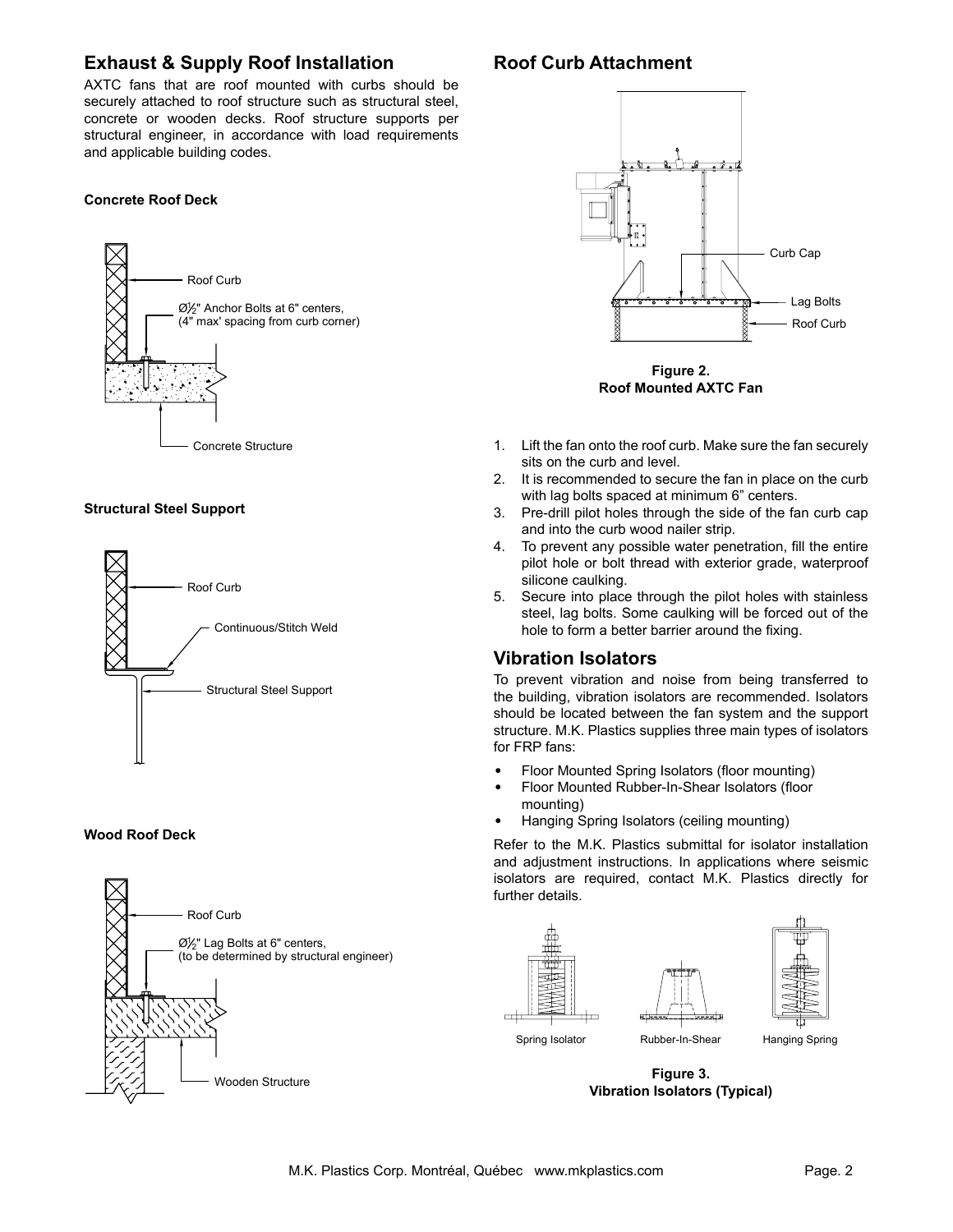## Exhaust & Supply Roof Installation

AXTC fans that are roof mounted with curbs should be securely attached to roof structure such as structural steel, concrete or wooden decks. Roof structure supports per structural engineer, in accordance with load requirements and applicable building codes.

**Concrete Roof Deck**

Roof Curb

Ø½" Anchor Bolts at 6" centers, (4" max' spacing from curb corner)

Concrete Structure

**Structural Steel Support**

Roof Curb

Continuous/Stitch Weld

Structural Steel Support

**Wood Roof Deck**

Roof Curb

Ø½" Lag Bolts at 6" centers, (to be determined by structural engineer)

Wooden Structure

## Roof Curb Attachment

Curb Cap

Lag Bolts

Roof Curb

**Figure 2.**
**Roof Mounted AXTC Fan**

1. Lift the fan onto the roof curb. Make sure the fan securely sits on the curb and level.
2. It is recommended to secure the fan in place on the curb with lag bolts spaced at minimum 6" centers.
3. Pre-drill pilot holes through the side of the fan curb cap and into the curb wood nailer strip.
4. To prevent any possible water penetration, fill the entire pilot hole or bolt thread with exterior grade, waterproof silicone caulking.
5. Secure into place through the pilot holes with stainless steel, lag bolts. Some caulking will be forced out of the hole to form a better barrier around the fixing.

## Vibration Isolators

To prevent vibration and noise from being transferred to the building, vibration isolators are recommended. Isolators should be located between the fan system and the support structure. M.K. Plastics supplies three main types of isolators for FRP fans:

- Floor Mounted Spring Isolators (floor mounting)
- Floor Mounted Rubber-In-Shear Isolators (floor mounting)
- Hanging Spring Isolators (ceiling mounting)

Refer to the M.K. Plastics submittal for isolator installation and adjustment instructions. In applications where seismic isolators are required, contact M.K. Plastics directly for further details.

Spring Isolator

Rubber-In-Shear

Hanging Spring

**Figure 3.**
**Vibration Isolators (Typical)**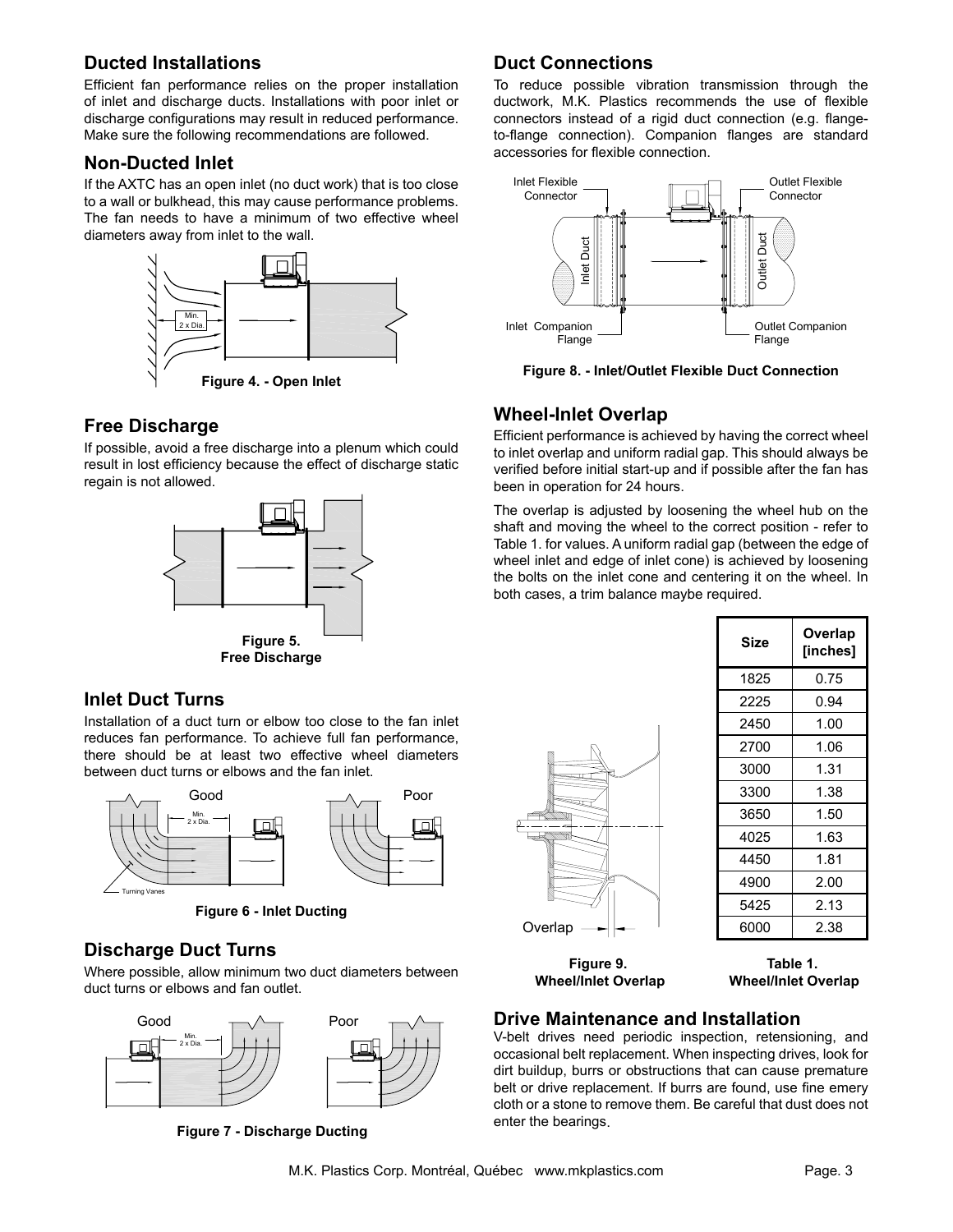## Ducted Installations

Efficient fan performance relies on the proper installation of inlet and discharge ducts. Installations with poor inlet or discharge configurations may result in reduced performance. Make sure the following recommendations are followed.

## Non-Ducted Inlet

If the AXTC has an open inlet (no duct work) that is too close to a wall or bulkhead, this may cause performance problems. The fan needs to have a minimum of two effective wheel diameters away from inlet to the wall.

**Figure 4. - Open Inlet**

## Free Discharge

If possible, avoid a free discharge into a plenum which could result in lost efficiency because the effect of discharge static regain is not allowed.

**Figure 5. Free Discharge**

## Inlet Duct Turns

Installation of a duct turn or elbow too close to the fan inlet reduces fan performance. To achieve full fan performance, there should be at least two effective wheel diameters between duct turns or elbows and the fan inlet.

**Figure 6 - Inlet Ducting**

## Discharge Duct Turns

Where possible, allow minimum two duct diameters between duct turns or elbows and fan outlet.

**Figure 7 - Discharge Ducting**

## Duct Connections

To reduce possible vibration transmission through the ductwork, M.K. Plastics recommends the use of flexible connectors instead of a rigid duct connection (e.g. flange-to-flange connection). Companion flanges are standard accessories for flexible connection.

**Figure 8. - Inlet/Outlet Flexible Duct Connection**

## Wheel-Inlet Overlap

Efficient performance is achieved by having the correct wheel to inlet overlap and uniform radial gap. This should always be verified before initial start-up and if possible after the fan has been in operation for 24 hours.

The overlap is adjusted by loosening the wheel hub on the shaft and moving the wheel to the correct position - refer to Table 1. for values. A uniform radial gap (between the edge of wheel inlet and edge of inlet cone) is achieved by loosening the bolts on the inlet cone and centering it on the wheel. In both cases, a trim balance maybe required.

| Size | Overlap [inches] |
|---|---|
| 1825 | 0.75 |
| 2225 | 0.94 |
| 2450 | 1.00 |
| 2700 | 1.06 |
| 3000 | 1.31 |
| 3300 | 1.38 |
| 3650 | 1.50 |
| 4025 | 1.63 |
| 4450 | 1.81 |
| 4900 | 2.00 |
| 5425 | 2.13 |
| 6000 | 2.38 |

**Figure 9. Wheel/Inlet Overlap**

**Table 1. Wheel/Inlet Overlap**

## Drive Maintenance and Installation

V-belt drives need periodic inspection, retensioning, and occasional belt replacement. When inspecting drives, look for dirt buildup, burrs or obstructions that can cause premature belt or drive replacement. If burrs are found, use fine emery cloth or a stone to remove them. Be careful that dust does not enter the bearings.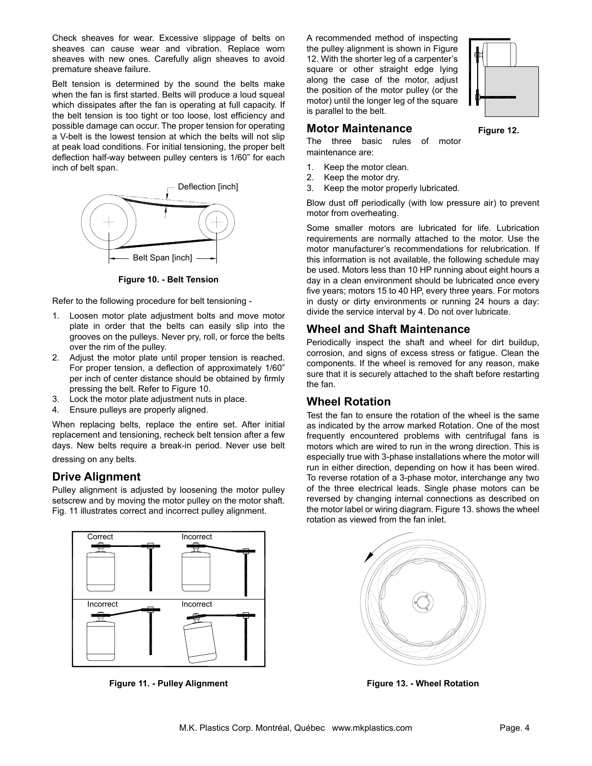Check sheaves for wear. Excessive slippage of belts on sheaves can cause wear and vibration. Replace worn sheaves with new ones. Carefully align sheaves to avoid premature sheave failure.

Belt tension is determined by the sound the belts make when the fan is first started. Belts will produce a loud squeal which dissipates after the fan is operating at full capacity. If the belt tension is too tight or too loose, lost efficiency and possible damage can occur. The proper tension for operating a V-belt is the lowest tension at which the belts will not slip at peak load conditions. For initial tensioning, the proper belt deflection half-way between pulley centers is 1/60" for each inch of belt span.

Deflection [inch]

Belt Span [inch]

**Figure 10. - Belt Tension**

Refer to the following procedure for belt tensioning -

1. Loosen motor plate adjustment bolts and move motor plate in order that the belts can easily slip into the grooves on the pulleys. Never pry, roll, or force the belts over the rim of the pulley.
2. Adjust the motor plate until proper tension is reached. For proper tension, a deflection of approximately 1/60" per inch of center distance should be obtained by firmly pressing the belt. Refer to Figure 10.
3. Lock the motor plate adjustment nuts in place.
4. Ensure pulleys are properly aligned.

When replacing belts, replace the entire set. After initial replacement and tensioning, recheck belt tension after a few days. New belts require a break-in period. Never use belt dressing on any belts.

## Drive Alignment

Pulley alignment is adjusted by loosening the motor pulley setscrew and by moving the motor pulley on the motor shaft. Fig. 11 illustrates correct and incorrect pulley alignment.

Correct | Incorrect | Incorrect | Incorrect

**Figure 11. - Pulley Alignment**

A recommended method of inspecting the pulley alignment is shown in Figure 12. With the shorter leg of a carpenter's square or other straight edge lying along the case of the motor, adjust the position of the motor pulley (or the motor) until the longer leg of the square is parallel to the belt.

**Figure 12.**

## Motor Maintenance

The three basic rules of motor maintenance are:

1. Keep the motor clean.
2. Keep the motor dry.
3. Keep the motor properly lubricated.

Blow dust off periodically (with low pressure air) to prevent motor from overheating.

Some smaller motors are lubricated for life. Lubrication requirements are normally attached to the motor. Use the motor manufacturer's recommendations for relubrication. If this information is not available, the following schedule may be used. Motors less than 10 HP running about eight hours a day in a clean environment should be lubricated once every five years; motors 15 to 40 HP, every three years. For motors in dusty or dirty environments or running 24 hours a day: divide the service interval by 4. Do not over lubricate.

## Wheel and Shaft Maintenance

Periodically inspect the shaft and wheel for dirt buildup, corrosion, and signs of excess stress or fatigue. Clean the components. If the wheel is removed for any reason, make sure that it is securely attached to the shaft before restarting the fan.

## Wheel Rotation

Test the fan to ensure the rotation of the wheel is the same as indicated by the arrow marked Rotation. One of the most frequently encountered problems with centrifugal fans is motors which are wired to run in the wrong direction. This is especially true with 3-phase installations where the motor will run in either direction, depending on how it has been wired. To reverse rotation of a 3-phase motor, interchange any two of the three electrical leads. Single phase motors can be reversed by changing internal connections as described on the motor label or wiring diagram. Figure 13. shows the wheel rotation as viewed from the fan inlet.

**Figure 13. - Wheel Rotation**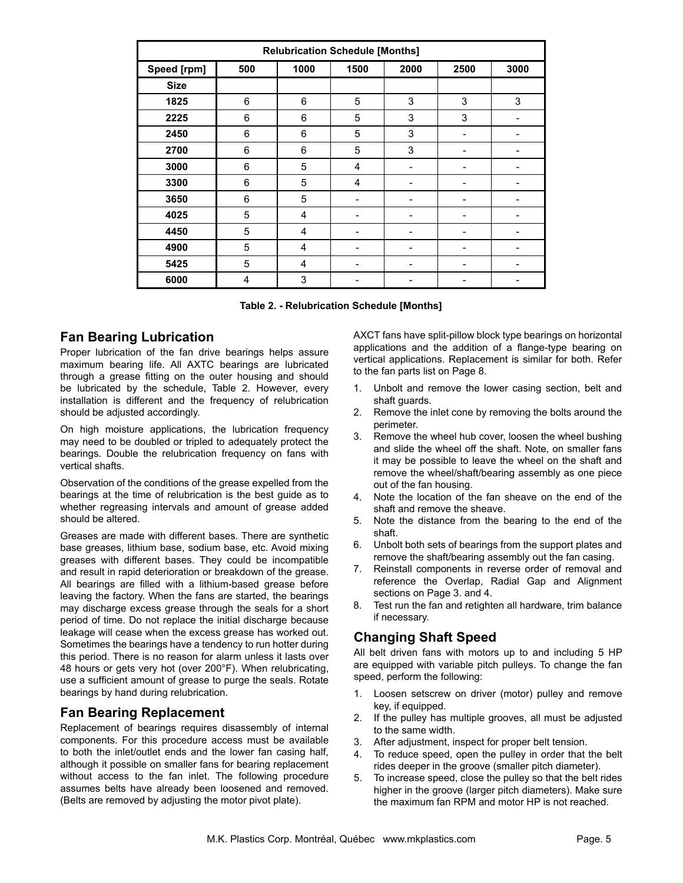| Relubrication Schedule [Months] | | | | | | |
|---|---|---|---|---|---|---|
| **Speed [rpm]** | **500** | **1000** | **1500** | **2000** | **2500** | **3000** |
| **Size** | | | | | | |
| **1825** | 6 | 6 | 5 | 3 | 3 | 3 |
| **2225** | 6 | 6 | 5 | 3 | 3 | - |
| **2450** | 6 | 6 | 5 | 3 | - | - |
| **2700** | 6 | 6 | 5 | 3 | - | - |
| **3000** | 6 | 5 | 4 | - | - | - |
| **3300** | 6 | 5 | 4 | - | - | - |
| **3650** | 6 | 5 | - | - | - | - |
| **4025** | 5 | 4 | - | - | - | - |
| **4450** | 5 | 4 | - | - | - | - |
| **4900** | 5 | 4 | - | - | - | - |
| **5425** | 5 | 4 | - | - | - | - |
| **6000** | 4 | 3 | - | - | - | - |

**Table 2. - Relubrication Schedule [Months]**

## Fan Bearing Lubrication

Proper lubrication of the fan drive bearings helps assure maximum bearing life. All AXTC bearings are lubricated through a grease fitting on the outer housing and should be lubricated by the schedule, Table 2. However, every installation is different and the frequency of relubrication should be adjusted accordingly.

On high moisture applications, the lubrication frequency may need to be doubled or tripled to adequately protect the bearings. Double the relubrication frequency on fans with vertical shafts.

Observation of the conditions of the grease expelled from the bearings at the time of relubrication is the best guide as to whether regreasing intervals and amount of grease added should be altered.

Greases are made with different bases. There are synthetic base greases, lithium base, sodium base, etc. Avoid mixing greases with different bases. They could be incompatible and result in rapid deterioration or breakdown of the grease. All bearings are filled with a lithium-based grease before leaving the factory. When the fans are started, the bearings may discharge excess grease through the seals for a short period of time. Do not replace the initial discharge because leakage will cease when the excess grease has worked out. Sometimes the bearings have a tendency to run hotter during this period. There is no reason for alarm unless it lasts over 48 hours or gets very hot (over 200°F). When relubricating, use a sufficient amount of grease to purge the seals. Rotate bearings by hand during relubrication.

## Fan Bearing Replacement

Replacement of bearings requires disassembly of internal components. For this procedure access must be available to both the inlet/outlet ends and the lower fan casing half, although it possible on smaller fans for bearing replacement without access to the fan inlet. The following procedure assumes belts have already been loosened and removed. (Belts are removed by adjusting the motor pivot plate).

AXCT fans have split-pillow block type bearings on horizontal applications and the addition of a flange-type bearing on vertical applications. Replacement is similar for both. Refer to the fan parts list on Page 8.

1. Unbolt and remove the lower casing section, belt and shaft guards.
2. Remove the inlet cone by removing the bolts around the perimeter.
3. Remove the wheel hub cover, loosen the wheel bushing and slide the wheel off the shaft. Note, on smaller fans it may be possible to leave the wheel on the shaft and remove the wheel/shaft/bearing assembly as one piece out of the fan housing.
4. Note the location of the fan sheave on the end of the shaft and remove the sheave.
5. Note the distance from the bearing to the end of the shaft.
6. Unbolt both sets of bearings from the support plates and remove the shaft/bearing assembly out the fan casing.
7. Reinstall components in reverse order of removal and reference the Overlap, Radial Gap and Alignment sections on Page 3. and 4.
8. Test run the fan and retighten all hardware, trim balance if necessary.

## Changing Shaft Speed

All belt driven fans with motors up to and including 5 HP are equipped with variable pitch pulleys. To change the fan speed, perform the following:

1. Loosen setscrew on driver (motor) pulley and remove key, if equipped.
2. If the pulley has multiple grooves, all must be adjusted to the same width.
3. After adjustment, inspect for proper belt tension.
4. To reduce speed, open the pulley in order that the belt rides deeper in the groove (smaller pitch diameter).
5. To increase speed, close the pulley so that the belt rides higher in the groove (larger pitch diameters). Make sure the maximum fan RPM and motor HP is not reached.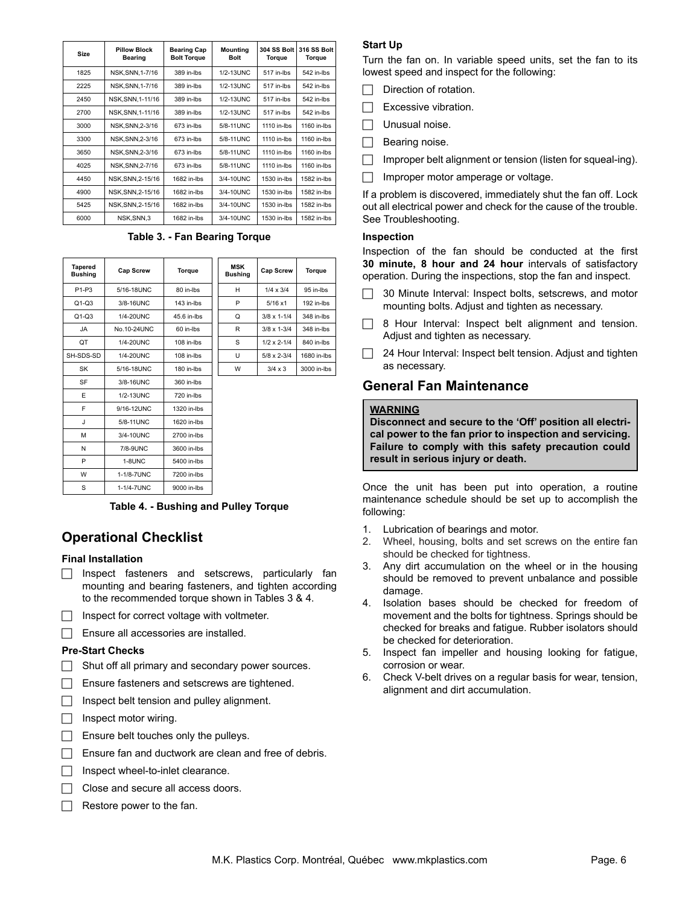| Size | Pillow Block Bearing | Bearing Cap Bolt Torque | Mounting Bolt | 304 SS Bolt Torque | 316 SS Bolt Torque |
|---|---|---|---|---|---|
| 1825 | NSK,SNN,1-7/16 | 389 in-lbs | 1/2-13UNC | 517 in-lbs | 542 in-lbs |
| 2225 | NSK,SNN,1-7/16 | 389 in-lbs | 1/2-13UNC | 517 in-lbs | 542 in-lbs |
| 2450 | NSK,SNN,1-11/16 | 389 in-lbs | 1/2-13UNC | 517 in-lbs | 542 in-lbs |
| 2700 | NSK,SNN,1-11/16 | 389 in-lbs | 1/2-13UNC | 517 in-lbs | 542 in-lbs |
| 3000 | NSK,SNN,2-3/16 | 673 in-lbs | 5/8-11UNC | 1110 in-lbs | 1160 in-lbs |
| 3300 | NSK,SNN,2-3/16 | 673 in-lbs | 5/8-11UNC | 1110 in-lbs | 1160 in-lbs |
| 3650 | NSK,SNN,2-3/16 | 673 in-lbs | 5/8-11UNC | 1110 in-lbs | 1160 in-lbs |
| 4025 | NSK,SNN,2-7/16 | 673 in-lbs | 5/8-11UNC | 1110 in-lbs | 1160 in-lbs |
| 4450 | NSK,SNN,2-15/16 | 1682 in-lbs | 3/4-10UNC | 1530 in-lbs | 1582 in-lbs |
| 4900 | NSK,SNN,2-15/16 | 1682 in-lbs | 3/4-10UNC | 1530 in-lbs | 1582 in-lbs |
| 5425 | NSK,SNN,2-15/16 | 1682 in-lbs | 3/4-10UNC | 1530 in-lbs | 1582 in-lbs |
| 6000 | NSK,SNN,3 | 1682 in-lbs | 3/4-10UNC | 1530 in-lbs | 1582 in-lbs |

**Table 3. - Fan Bearing Torque**

| Tapered Bushing | Cap Screw | Torque |
|---|---|---|
| P1-P3 | 5/16-18UNC | 80 in-lbs |
| Q1-Q3 | 3/8-16UNC | 143 in-lbs |
| Q1-Q3 | 1/4-20UNC | 45.6 in-lbs |
| JA | No.10-24UNC | 60 in-lbs |
| QT | 1/4-20UNC | 108 in-lbs |
| SH-SDS-SD | 1/4-20UNC | 108 in-lbs |
| SK | 5/16-18UNC | 180 in-lbs |
| SF | 3/8-16UNC | 360 in-lbs |
| E | 1/2-13UNC | 720 in-lbs |
| F | 9/16-12UNC | 1320 in-lbs |
| J | 5/8-11UNC | 1620 in-lbs |
| M | 3/4-10UNC | 2700 in-lbs |
| N | 7/8-9UNC | 3600 in-lbs |
| P | 1-8UNC | 5400 in-lbs |
| W | 1-1/8-7UNC | 7200 in-lbs |
| S | 1-1/4-7UNC | 9000 in-lbs |

| MSK Bushing | Cap Screw | Torque |
|---|---|---|
| H | 1/4 x 3/4 | 95 in-lbs |
| P | 5/16 x1 | 192 in-lbs |
| Q | 3/8 x 1-1/4 | 348 in-lbs |
| R | 3/8 x 1-3/4 | 348 in-lbs |
| S | 1/2 x 2-1/4 | 840 in-lbs |
| U | 5/8 x 2-3/4 | 1680 in-lbs |
| W | 3/4 x 3 | 3000 in-lbs |

**Table 4. - Bushing and Pulley Torque**

## Operational Checklist

### Final Installation

- ☐ Inspect fasteners and setscrews, particularly fan mounting and bearing fasteners, and tighten according to the recommended torque shown in Tables 3 & 4.
- ☐ Inspect for correct voltage with voltmeter.
- ☐ Ensure all accessories are installed.

### Pre-Start Checks

- ☐ Shut off all primary and secondary power sources.
- ☐ Ensure fasteners and setscrews are tightened.
- ☐ Inspect belt tension and pulley alignment.
- ☐ Inspect motor wiring.
- ☐ Ensure belt touches only the pulleys.
- ☐ Ensure fan and ductwork are clean and free of debris.
- ☐ Inspect wheel-to-inlet clearance.
- ☐ Close and secure all access doors.
- ☐ Restore power to the fan.

### Start Up

Turn the fan on. In variable speed units, set the fan to its lowest speed and inspect for the following:

- ☐ Direction of rotation.
- ☐ Excessive vibration.
- ☐ Unusual noise.
- ☐ Bearing noise.
- ☐ Improper belt alignment or tension (listen for squeal-ing).
- ☐ Improper motor amperage or voltage.

If a problem is discovered, immediately shut the fan off. Lock out all electrical power and check for the cause of the trouble. See Troubleshooting.

### Inspection

Inspection of the fan should be conducted at the first **30 minute, 8 hour and 24 hour** intervals of satisfactory operation. During the inspections, stop the fan and inspect.

- ☐ 30 Minute Interval: Inspect bolts, setscrews, and motor mounting bolts. Adjust and tighten as necessary.
- ☐ 8 Hour Interval: Inspect belt alignment and tension. Adjust and tighten as necessary.
- ☐ 24 Hour Interval: Inspect belt tension. Adjust and tighten as necessary.

## General Fan Maintenance

**WARNING**
**Disconnect and secure to the 'Off' position all electrical power to the fan prior to inspection and servicing. Failure to comply with this safety precaution could result in serious injury or death.**

Once the unit has been put into operation, a routine maintenance schedule should be set up to accomplish the following:

1. Lubrication of bearings and motor.
2. Wheel, housing, bolts and set screws on the entire fan should be checked for tightness.
3. Any dirt accumulation on the wheel or in the housing should be removed to prevent unbalance and possible damage.
4. Isolation bases should be checked for freedom of movement and the bolts for tightness. Springs should be checked for breaks and fatigue. Rubber isolators should be checked for deterioration.
5. Inspect fan impeller and housing looking for fatigue, corrosion or wear.
6. Check V-belt drives on a regular basis for wear, tension, alignment and dirt accumulation.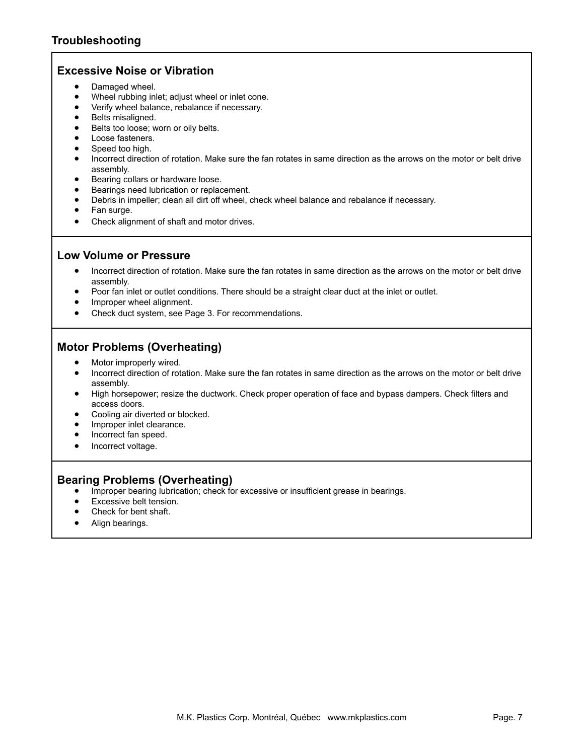## Troubleshooting

### Excessive Noise or Vibration

- Damaged wheel.
- Wheel rubbing inlet; adjust wheel or inlet cone.
- Verify wheel balance, rebalance if necessary.
- Belts misaligned.
- Belts too loose; worn or oily belts.
- Loose fasteners.
- Speed too high.
- Incorrect direction of rotation. Make sure the fan rotates in same direction as the arrows on the motor or belt drive assembly.
- Bearing collars or hardware loose.
- Bearings need lubrication or replacement.
- Debris in impeller; clean all dirt off wheel, check wheel balance and rebalance if necessary.
- Fan surge.
- Check alignment of shaft and motor drives.

### Low Volume or Pressure

- Incorrect direction of rotation. Make sure the fan rotates in same direction as the arrows on the motor or belt drive assembly.
- Poor fan inlet or outlet conditions. There should be a straight clear duct at the inlet or outlet.
- Improper wheel alignment.
- Check duct system, see Page 3. For recommendations.

### Motor Problems (Overheating)

- Motor improperly wired.
- Incorrect direction of rotation. Make sure the fan rotates in same direction as the arrows on the motor or belt drive assembly.
- High horsepower; resize the ductwork. Check proper operation of face and bypass dampers. Check filters and access doors.
- Cooling air diverted or blocked.
- Improper inlet clearance.
- Incorrect fan speed.
- Incorrect voltage.

### Bearing Problems (Overheating)

- Improper bearing lubrication; check for excessive or insufficient grease in bearings.
- Excessive belt tension.
- Check for bent shaft.
- Align bearings.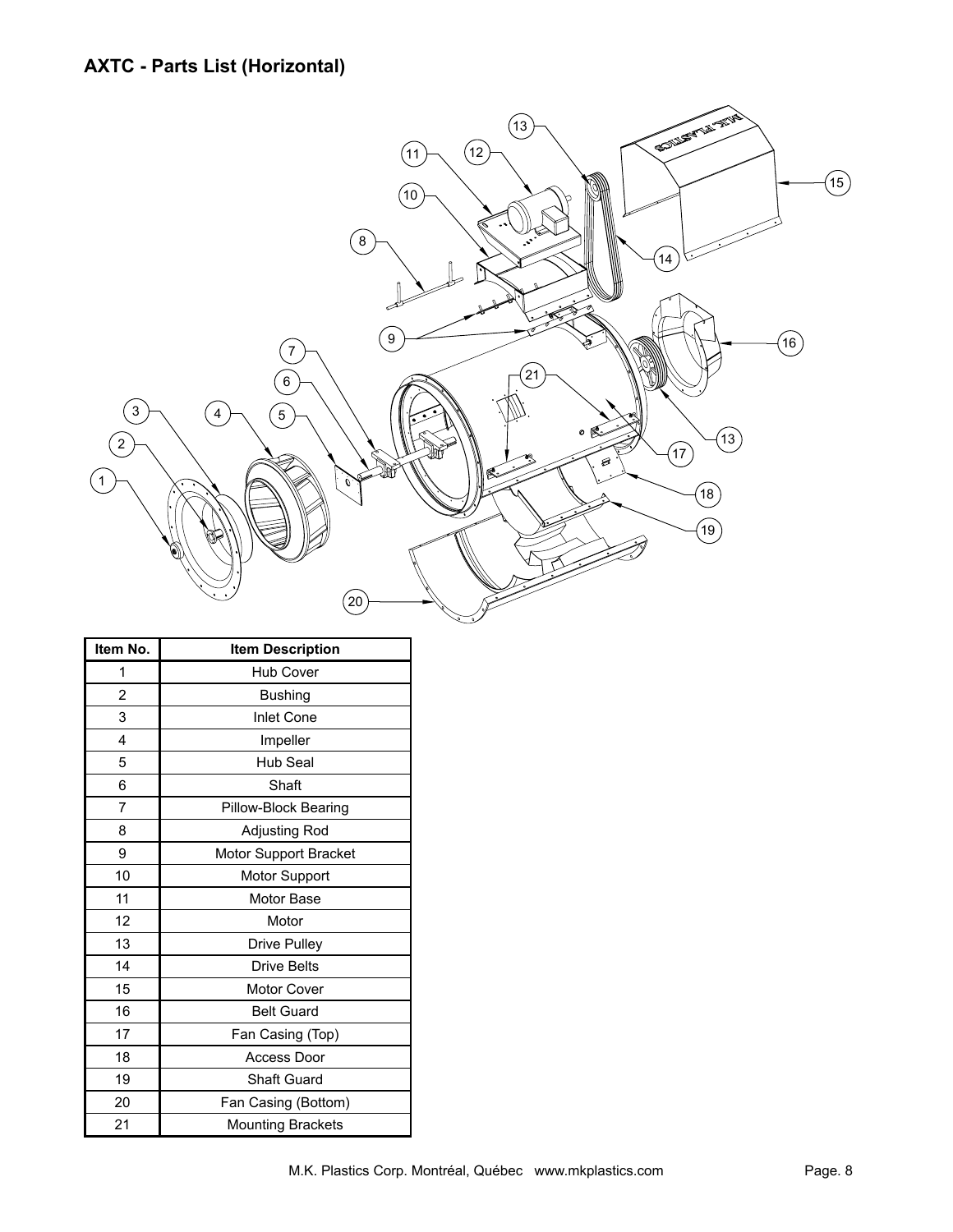## AXTC - Parts List (Horizontal)

| Item No. | Item Description |
| --- | --- |
| 1 | Hub Cover |
| 2 | Bushing |
| 3 | Inlet Cone |
| 4 | Impeller |
| 5 | Hub Seal |
| 6 | Shaft |
| 7 | Pillow-Block Bearing |
| 8 | Adjusting Rod |
| 9 | Motor Support Bracket |
| 10 | Motor Support |
| 11 | Motor Base |
| 12 | Motor |
| 13 | Drive Pulley |
| 14 | Drive Belts |
| 15 | Motor Cover |
| 16 | Belt Guard |
| 17 | Fan Casing (Top) |
| 18 | Access Door |
| 19 | Shaft Guard |
| 20 | Fan Casing (Bottom) |
| 21 | Mounting Brackets |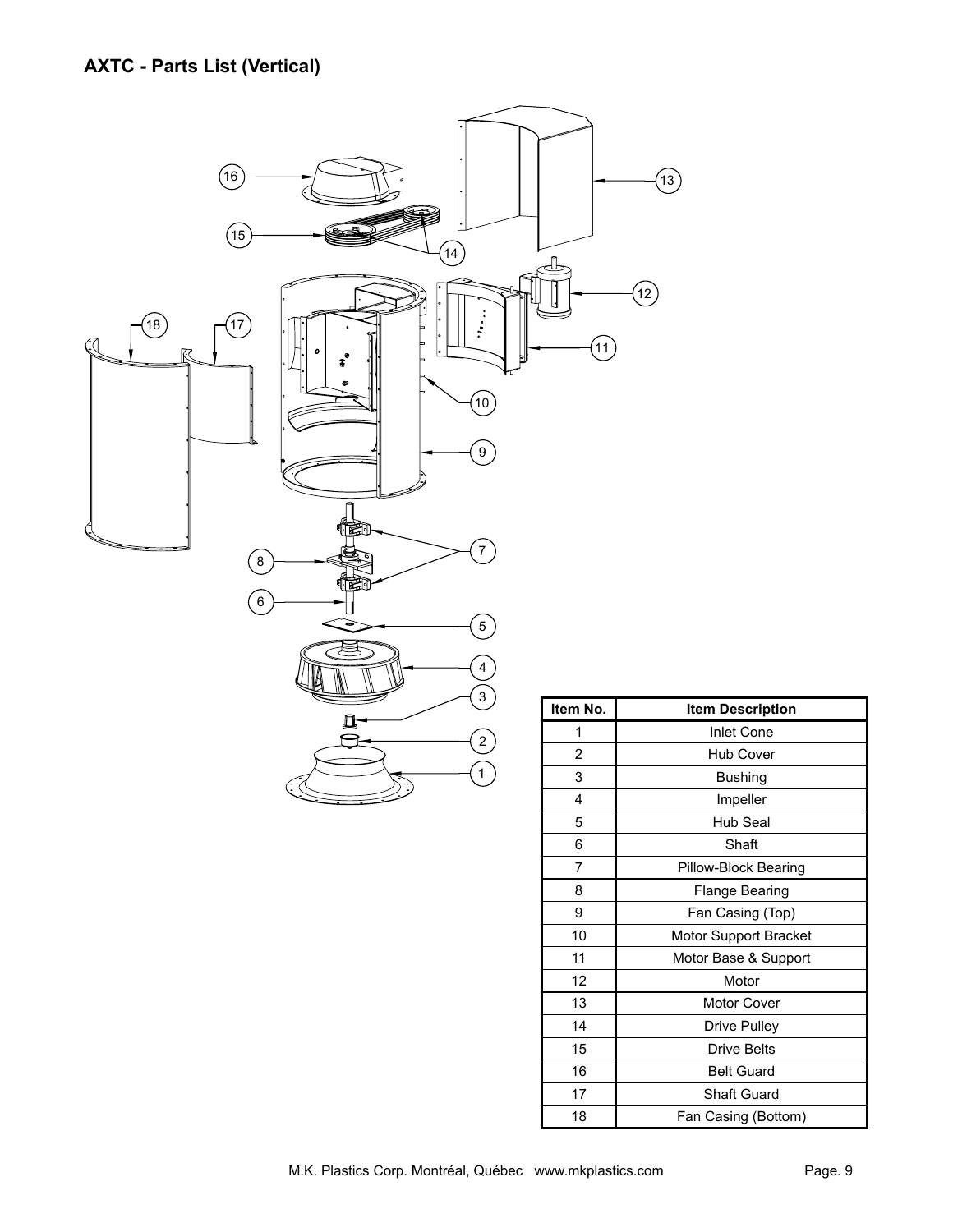## AXTC - Parts List (Vertical)

| Item No. | Item Description |
|---|---|
| 1 | Inlet Cone |
| 2 | Hub Cover |
| 3 | Bushing |
| 4 | Impeller |
| 5 | Hub Seal |
| 6 | Shaft |
| 7 | Pillow-Block Bearing |
| 8 | Flange Bearing |
| 9 | Fan Casing (Top) |
| 10 | Motor Support Bracket |
| 11 | Motor Base & Support |
| 12 | Motor |
| 13 | Motor Cover |
| 14 | Drive Pulley |
| 15 | Drive Belts |
| 16 | Belt Guard |
| 17 | Shaft Guard |
| 18 | Fan Casing (Bottom) |

M.K. Plastics Corp. Montréal, Québec www.mkplastics.com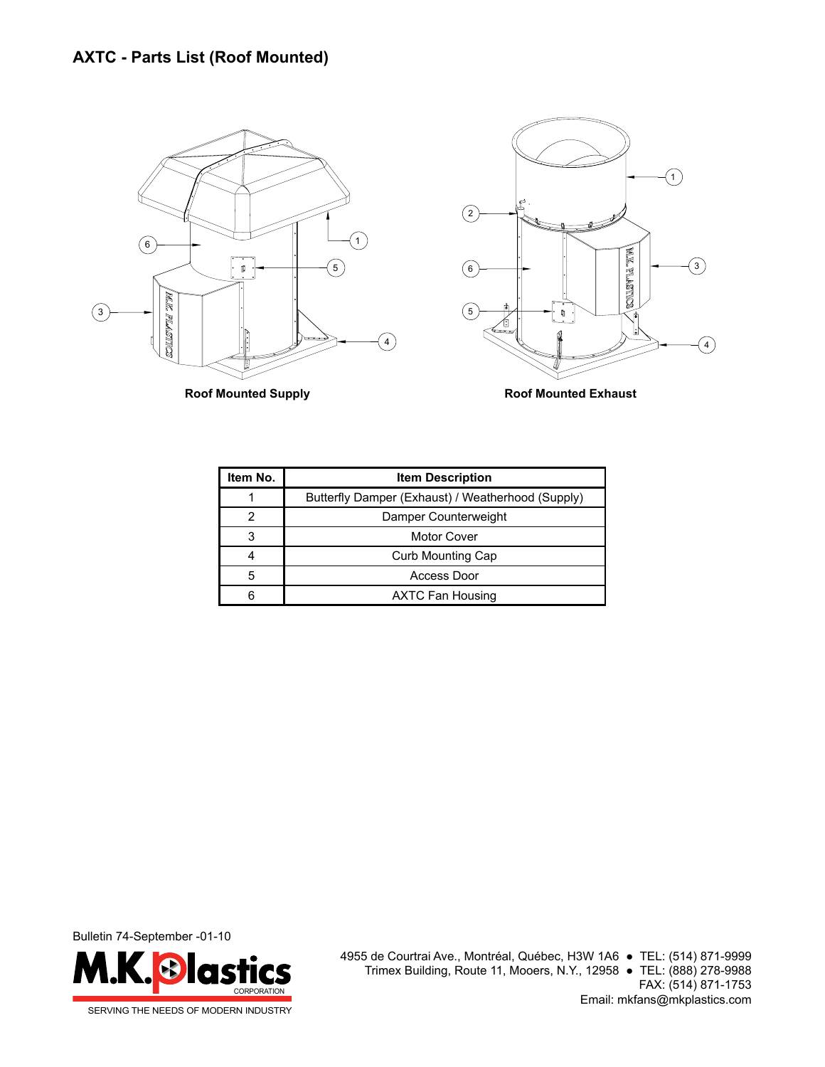## AXTC - Parts List (Roof Mounted)

Roof Mounted Supply

Roof Mounted Exhaust

| Item No. | Item Description |
|---|---|
| 1 | Butterfly Damper (Exhaust) / Weatherhood (Supply) |
| 2 | Damper Counterweight |
| 3 | Motor Cover |
| 4 | Curb Mounting Cap |
| 5 | Access Door |
| 6 | AXTC Fan Housing |

Bulletin 74-September -01-10

M.K.Plastics CORPORATION

SERVING THE NEEDS OF MODERN INDUSTRY

4955 de Courtrai Ave., Montréal, Québec, H3W 1A6 ● TEL: (514) 871-9999
Trimex Building, Route 11, Mooers, N.Y., 12958 ● TEL: (888) 278-9988
FAX: (514) 871-1753
Email: mkfans@mkplastics.com